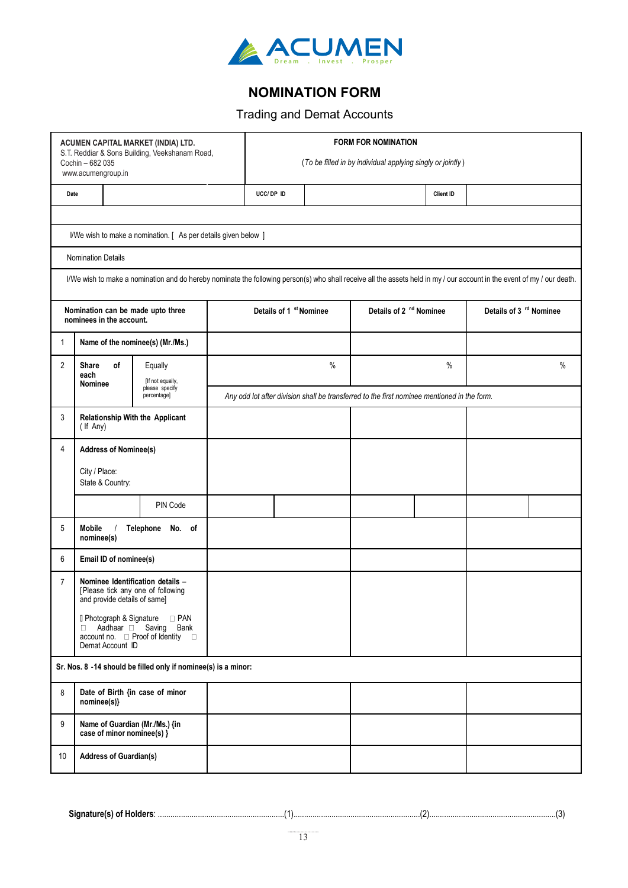ACUMEN
Dream . Invest . Prosper

# NOMINATION FORM

## Trading and Demat Accounts

| **ACUMEN CAPITAL MARKET (INDIA) LTD.**<br>S.T. Reddiar & Sons Building, Veekshanam Road,<br>Cochin – 682 035<br>www.acumengroup.in | **FORM FOR NOMINATION**<br>*(To be filled in by individual applying singly or jointly)* | | |
|---|---|---|---|
| **Date** | **UCC/ DP ID** | | **Client ID** |

I/We wish to make a nomination. [ As per details given below ]

Nomination Details

I/We wish to make a nomination and do hereby nominate the following person(s) who shall receive all the assets held in my / our account in the event of my / our death.

| | **Nomination can be made upto three nominees in the account.** | | **Details of 1 st Nominee** | **Details of 2 nd Nominee** | **Details of 3 rd Nominee** |
|---|---|---|---|---|---|
| 1 | **Name of the nominee(s) (Mr./Ms.)** | | | | |
| 2 | **Share of each Nominee** | Equally [If not equally, please specify percentage] | % | % | % |
| | | | *Any odd lot after division shall be transferred to the first nominee mentioned in the form.* | | |
| 3 | **Relationship With the Applicant** (If Any) | | | | |
| 4 | **Address of Nominee(s)**<br>City / Place:<br>State & Country: | | | | |
| | | PIN Code | | | |
| 5 | **Mobile / Telephone No. of nominee(s)** | | | | |
| 6 | **Email ID of nominee(s)** | | | | |
| 7 | **Nominee Identification details –** [Please tick any one of following and provide details of same]<br>☐ Photograph & Signature ☐ PAN ☐ Aadhaar ☐ Saving Bank account no. ☐ Proof of Identity ☐ Demat Account ID | | | | |
| | **Sr. Nos. 8 -14 should be filled only if nominee(s) is a minor:** | | | | |
| 8 | **Date of Birth {in case of minor nominee(s)}** | | | | |
| 9 | **Name of Guardian (Mr./Ms.) {in case of minor nominee(s) }** | | | | |
| 10 | **Address of Guardian(s)** | | | | |

**Signature(s) of Holders**: ............................................................(1)............................................................(2)............................................................(3)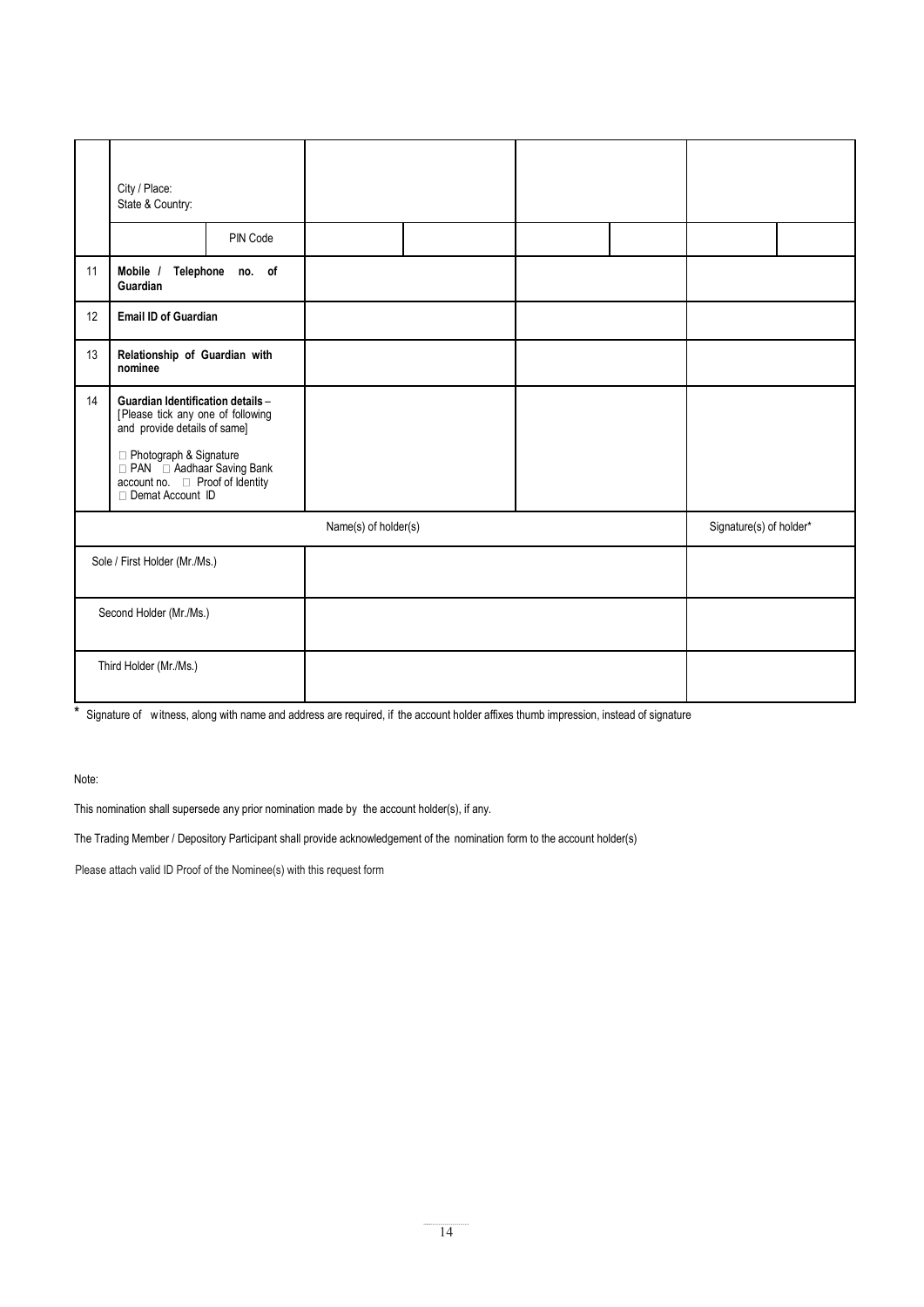| | | | | | | | | |
|---|---|---|---|---|---|---|---|---|
| | City / Place:<br>State & Country: | | | | | | | |
| | | PIN Code | | | | | | |
| 11 | **Mobile / Telephone no. of Guardian** | | | | | | | |
| 12 | **Email ID of Guardian** | | | | | | | |
| 13 | **Relationship of Guardian with nominee** | | | | | | | |
| 14 | **Guardian Identification details** – [Please tick any one of following and provide details of same]<br><br>□ Photograph & Signature<br>□ PAN □ Aadhaar Saving Bank account no. □ Proof of Identity<br>□ Demat Account ID | | | | | | | |

| Name(s) of holder(s) | | Signature(s) of holder* |
|---|---|---|
| Sole / First Holder (Mr./Ms.) | | |
| Second Holder (Mr./Ms.) | | |
| Third Holder (Mr./Ms.) | | |

* Signature of witness, along with name and address are required, if the account holder affixes thumb impression, instead of signature

Note:

This nomination shall supersede any prior nomination made by the account holder(s), if any.

The Trading Member / Depository Participant shall provide acknowledgement of the nomination form to the account holder(s)

Please attach valid ID Proof of the Nominee(s) with this request form